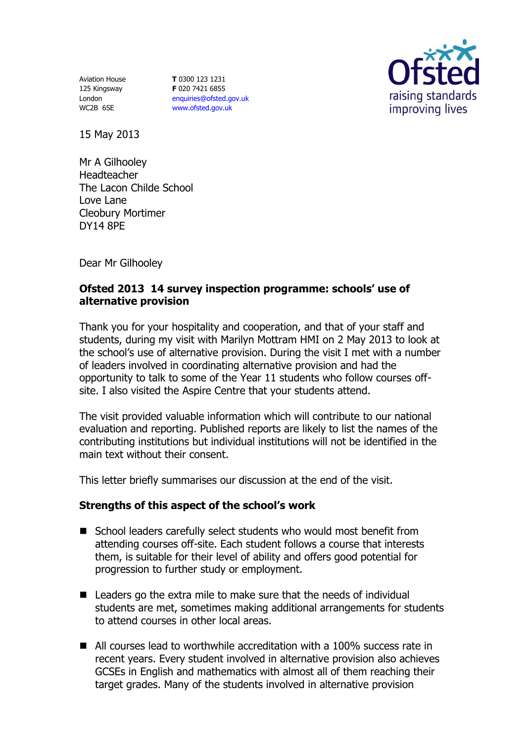Aviation House
125 Kingsway
London
WC2B 6SE

**T** 0300 123 1231
**F** 020 7421 6855
enquiries@ofsted.gov.uk
www.ofsted.gov.uk

Ofsted
raising standards
improving lives

15 May 2013

Mr A Gilhooley
Headteacher
The Lacon Childe School
Love Lane
Cleobury Mortimer
DY14 8PE

Dear Mr Gilhooley

**Ofsted 2013 14 survey inspection programme: schools' use of alternative provision**

Thank you for your hospitality and cooperation, and that of your staff and students, during my visit with Marilyn Mottram HMI on 2 May 2013 to look at the school's use of alternative provision. During the visit I met with a number of leaders involved in coordinating alternative provision and had the opportunity to talk to some of the Year 11 students who follow courses off-site. I also visited the Aspire Centre that your students attend.

The visit provided valuable information which will contribute to our national evaluation and reporting. Published reports are likely to list the names of the contributing institutions but individual institutions will not be identified in the main text without their consent.

This letter briefly summarises our discussion at the end of the visit.

**Strengths of this aspect of the school's work**

- School leaders carefully select students who would most benefit from attending courses off-site. Each student follows a course that interests them, is suitable for their level of ability and offers good potential for progression to further study or employment.
- Leaders go the extra mile to make sure that the needs of individual students are met, sometimes making additional arrangements for students to attend courses in other local areas.
- All courses lead to worthwhile accreditation with a 100% success rate in recent years. Every student involved in alternative provision also achieves GCSEs in English and mathematics with almost all of them reaching their target grades. Many of the students involved in alternative provision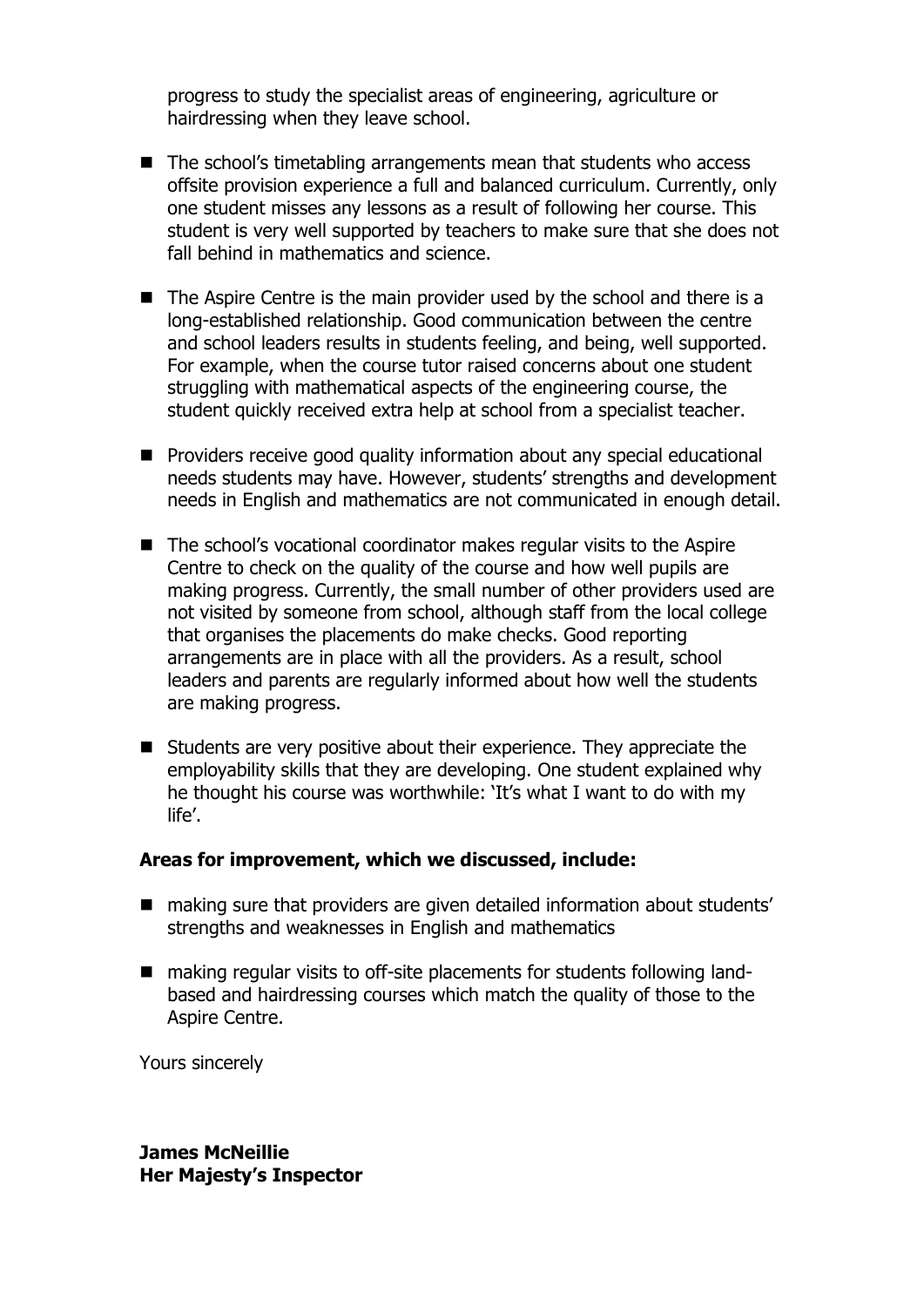progress to study the specialist areas of engineering, agriculture or hairdressing when they leave school.

- The school's timetabling arrangements mean that students who access offsite provision experience a full and balanced curriculum. Currently, only one student misses any lessons as a result of following her course. This student is very well supported by teachers to make sure that she does not fall behind in mathematics and science.

- The Aspire Centre is the main provider used by the school and there is a long-established relationship. Good communication between the centre and school leaders results in students feeling, and being, well supported. For example, when the course tutor raised concerns about one student struggling with mathematical aspects of the engineering course, the student quickly received extra help at school from a specialist teacher.

- Providers receive good quality information about any special educational needs students may have. However, students' strengths and development needs in English and mathematics are not communicated in enough detail.

- The school's vocational coordinator makes regular visits to the Aspire Centre to check on the quality of the course and how well pupils are making progress. Currently, the small number of other providers used are not visited by someone from school, although staff from the local college that organises the placements do make checks. Good reporting arrangements are in place with all the providers. As a result, school leaders and parents are regularly informed about how well the students are making progress.

- Students are very positive about their experience. They appreciate the employability skills that they are developing. One student explained why he thought his course was worthwhile: 'It's what I want to do with my life'.

**Areas for improvement, which we discussed, include:**

- making sure that providers are given detailed information about students' strengths and weaknesses in English and mathematics

- making regular visits to off-site placements for students following land-based and hairdressing courses which match the quality of those to the Aspire Centre.

Yours sincerely

**James McNeillie**
**Her Majesty's Inspector**